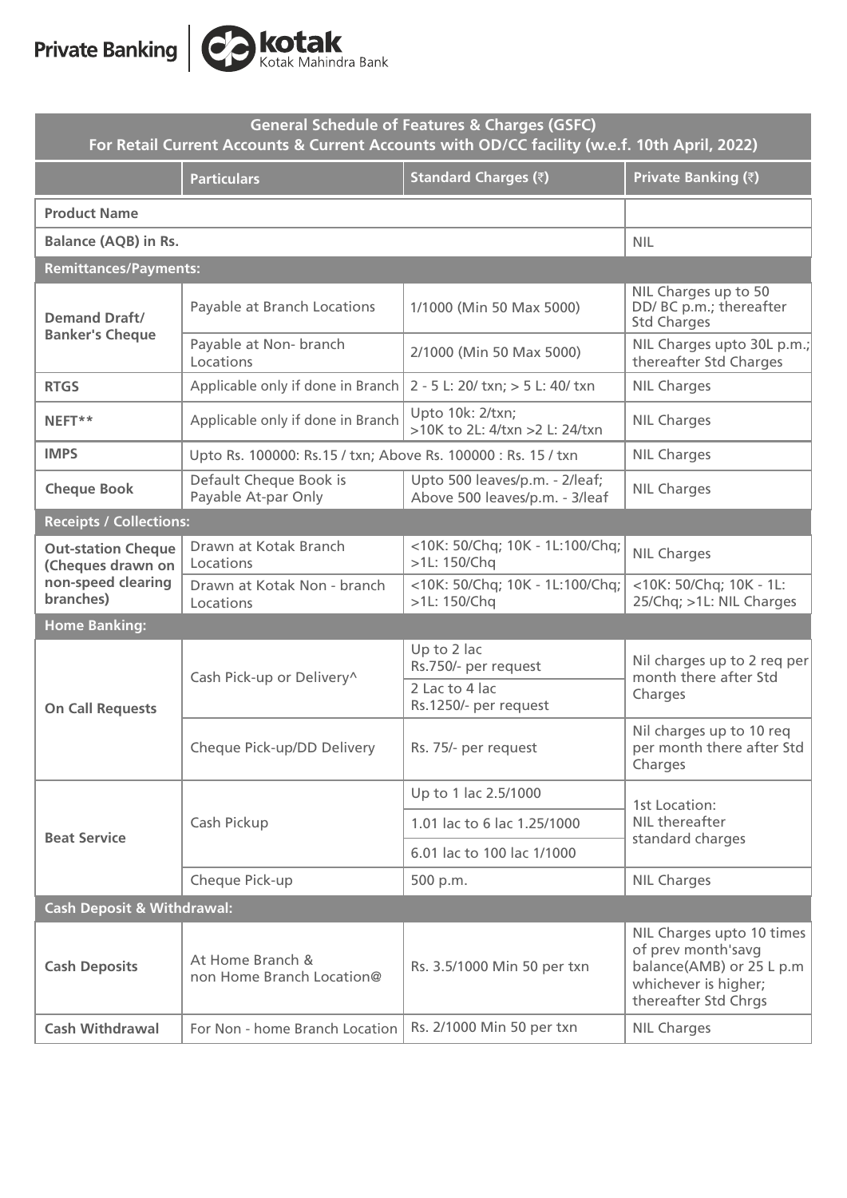Private Banking | kotak Kotak Mahindra Bank

| General Schedule of Features & Charges (GSFC) For Retail Current Accounts & Current Accounts with OD/CC facility (w.e.f. 10th April, 2022) | | | |
|---|---|---|---|
| | **Particulars** | **Standard Charges (₹)** | **Private Banking (₹)** |
| **Product Name** | | | |
| **Balance (AQB) in Rs.** | | | NIL |
| **Remittances/Payments:** | | | |
| **Demand Draft/ Banker's Cheque** | Payable at Branch Locations | 1/1000 (Min 50 Max 5000) | NIL Charges up to 50 DD/ BC p.m.; thereafter Std Charges |
| | Payable at Non- branch Locations | 2/1000 (Min 50 Max 5000) | NIL Charges upto 30L p.m.; thereafter Std Charges |
| **RTGS** | Applicable only if done in Branch | 2 - 5 L: 20/ txn; > 5 L: 40/ txn | NIL Charges |
| **NEFT**** | Applicable only if done in Branch | Upto 10k: 2/txn; >10K to 2L: 4/txn >2 L: 24/txn | NIL Charges |
| **IMPS** | Upto Rs. 100000: Rs.15 / txn; Above Rs. 100000 : Rs. 15 / txn | | NIL Charges |
| **Cheque Book** | Default Cheque Book is Payable At-par Only | Upto 500 leaves/p.m. - 2/leaf; Above 500 leaves/p.m. - 3/leaf | NIL Charges |
| **Receipts / Collections:** | | | |
| **Out-station Cheque (Cheques drawn on non-speed clearing branches)** | Drawn at Kotak Branch Locations | <10K: 50/Chq; 10K - 1L:100/Chq; >1L: 150/Chq | NIL Charges |
| | Drawn at Kotak Non - branch Locations | <10K: 50/Chq; 10K - 1L:100/Chq; >1L: 150/Chq | <10K: 50/Chq; 10K - 1L: 25/Chq; >1L: NIL Charges |
| **Home Banking:** | | | |
| **On Call Requests** | Cash Pick-up or Delivery^ | Up to 2 lac Rs.750/- per request | Nil charges up to 2 req per month there after Std Charges |
| | | 2 Lac to 4 lac Rs.1250/- per request | |
| | Cheque Pick-up/DD Delivery | Rs. 75/- per request | Nil charges up to 10 req per month there after Std Charges |
| **Beat Service** | Cash Pickup | Up to 1 lac 2.5/1000 | 1st Location: NIL thereafter standard charges |
| | | 1.01 lac to 6 lac 1.25/1000 | |
| | | 6.01 lac to 100 lac 1/1000 | |
| | Cheque Pick-up | 500 p.m. | NIL Charges |
| **Cash Deposit & Withdrawal:** | | | |
| **Cash Deposits** | At Home Branch & non Home Branch Location@ | Rs. 3.5/1000 Min 50 per txn | NIL Charges upto 10 times of prev month'savg balance(AMB) or 25 L p.m whichever is higher; thereafter Std Chrgs |
| **Cash Withdrawal** | For Non - home Branch Location | Rs. 2/1000 Min 50 per txn | NIL Charges |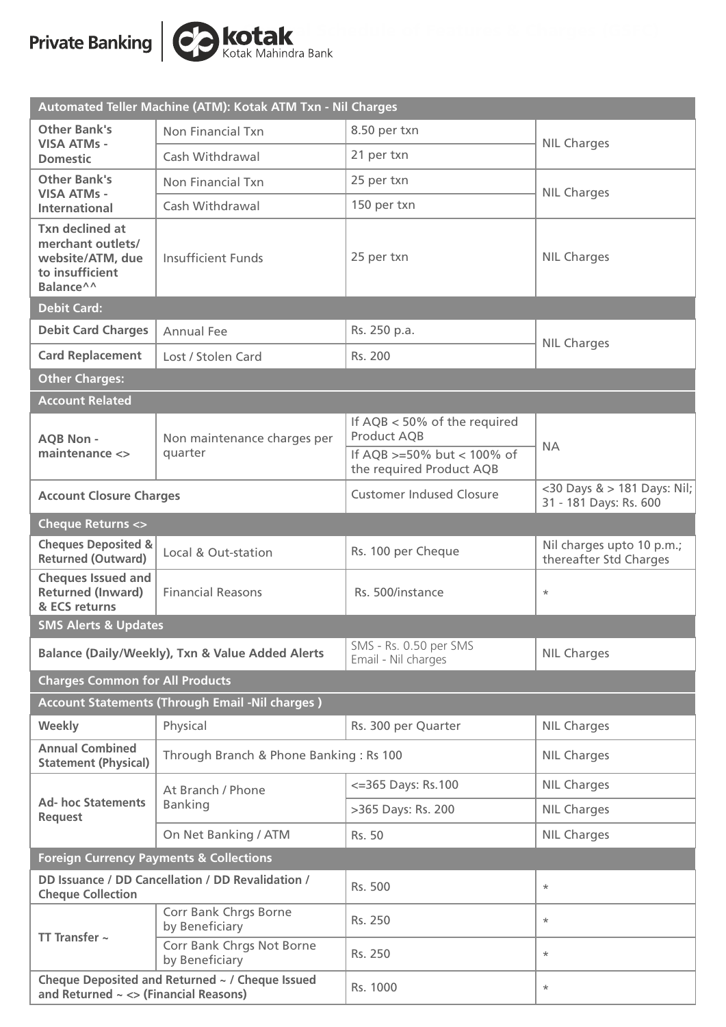Private Banking | kotak Kotak Mahindra Bank

| Automated Teller Machine (ATM): Kotak ATM Txn - Nil Charges | | | |
|---|---|---|---|
| **Other Bank's VISA ATMs - Domestic** | Non Financial Txn | 8.50 per txn | NIL Charges |
| | Cash Withdrawal | 21 per txn | |
| **Other Bank's VISA ATMs - International** | Non Financial Txn | 25 per txn | NIL Charges |
| | Cash Withdrawal | 150 per txn | |
| **Txn declined at merchant outlets/ website/ATM, due to insufficient Balance^^** | Insufficient Funds | 25 per txn | NIL Charges |
| **Debit Card:** | | | |
| **Debit Card Charges** | Annual Fee | Rs. 250 p.a. | NIL Charges |
| **Card Replacement** | Lost / Stolen Card | Rs. 200 | |
| **Other Charges:** | | | |
| **Account Related** | | | |
| **AQB Non - maintenance <>** | Non maintenance charges per quarter | If AQB < 50% of the required Product AQB | NA |
| | | If AQB >=50% but < 100% of the required Product AQB | |
| **Account Closure Charges** | | Customer Indused Closure | <30 Days & > 181 Days: Nil; 31 - 181 Days: Rs. 600 |
| **Cheque Returns <>** | | | |
| **Cheques Deposited & Returned (Outward)** | Local & Out-station | Rs. 100 per Cheque | Nil charges upto 10 p.m.; thereafter Std Charges |
| **Cheques Issued and Returned (Inward) & ECS returns** | Financial Reasons | Rs. 500/instance | * |
| **SMS Alerts & Updates** | | | |
| **Balance (Daily/Weekly), Txn & Value Added Alerts** | | SMS - Rs. 0.50 per SMS<br>Email - Nil charges | NIL Charges |
| **Charges Common for All Products** | | | |
| **Account Statements (Through Email -Nil charges )** | | | |
| **Weekly** | Physical | Rs. 300 per Quarter | NIL Charges |
| **Annual Combined Statement (Physical)** | Through Branch & Phone Banking : Rs 100 | | NIL Charges |
| **Ad- hoc Statements Request** | At Branch / Phone Banking | <=365 Days: Rs.100 | NIL Charges |
| | | >365 Days: Rs. 200 | NIL Charges |
| | On Net Banking / ATM | Rs. 50 | NIL Charges |
| **Foreign Currency Payments & Collections** | | | |
| **DD Issuance / DD Cancellation / DD Revalidation / Cheque Collection** | | Rs. 500 | * |
| **TT Transfer ~** | Corr Bank Chrgs Borne by Beneficiary | Rs. 250 | * |
| | Corr Bank Chrgs Not Borne by Beneficiary | Rs. 250 | * |
| **Cheque Deposited and Returned ~ / Cheque Issued and Returned ~ <> (Financial Reasons)** | | Rs. 1000 | * |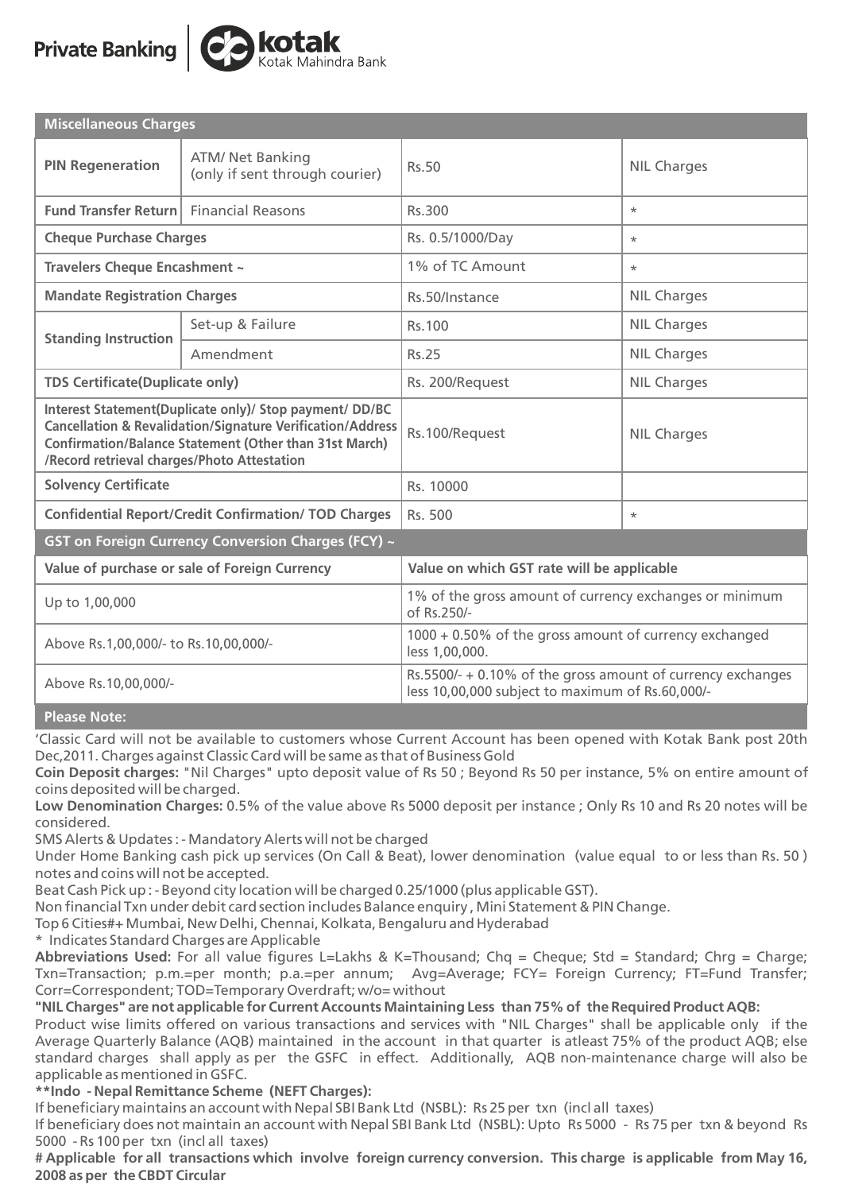| Miscellaneous Charges | | | |
|---|---|---|---|
| **PIN Regeneration** | ATM/ Net Banking (only if sent through courier) | Rs.50 | NIL Charges |
| **Fund Transfer Return** | Financial Reasons | Rs.300 | * |
| **Cheque Purchase Charges** | | Rs. 0.5/1000/Day | * |
| **Travelers Cheque Encashment ~** | | 1% of TC Amount | * |
| **Mandate Registration Charges** | | Rs.50/Instance | NIL Charges |
| **Standing Instruction** | Set-up & Failure | Rs.100 | NIL Charges |
| | Amendment | Rs.25 | NIL Charges |
| **TDS Certificate(Duplicate only)** | | Rs. 200/Request | NIL Charges |
| **Interest Statement(Duplicate only)/ Stop payment/ DD/BC Cancellation & Revalidation/Signature Verification/Address Confirmation/Balance Statement (Other than 31st March) /Record retrieval charges/Photo Attestation** | | Rs.100/Request | NIL Charges |
| **Solvency Certificate** | | Rs. 10000 | |
| **Confidential Report/Credit Confirmation/ TOD Charges** | | Rs. 500 | * |

| GST on Foreign Currency Conversion Charges (FCY) ~ | |
|---|---|
| **Value of purchase or sale of Foreign Currency** | **Value on which GST rate will be applicable** |
| Up to 1,00,000 | 1% of the gross amount of currency exchanges or minimum of Rs.250/- |
| Above Rs.1,00,000/- to Rs.10,00,000/- | 1000 + 0.50% of the gross amount of currency exchanged less 1,00,000. |
| Above Rs.10,00,000/- | Rs.5500/- + 0.10% of the gross amount of currency exchanges less 10,00,000 subject to maximum of Rs.60,000/- |

**Please Note:**

'Classic Card will not be available to customers whose Current Account has been opened with Kotak Bank post 20th Dec,2011. Charges against Classic Card will be same as that of Business Gold

**Coin Deposit charges:** "Nil Charges" upto deposit value of Rs 50 ; Beyond Rs 50 per instance, 5% on entire amount of coins deposited will be charged.

**Low Denomination Charges:** 0.5% of the value above Rs 5000 deposit per instance ; Only Rs 10 and Rs 20 notes will be considered.

SMS Alerts & Updates : - Mandatory Alerts will not be charged

Under Home Banking cash pick up services (On Call & Beat), lower denomination (value equal to or less than Rs. 50 ) notes and coins will not be accepted.

Beat Cash Pick up : - Beyond city location will be charged 0.25/1000 (plus applicable GST).

Non financial Txn under debit card section includes Balance enquiry , Mini Statement & PIN Change.

Top 6 Cities#+ Mumbai, New Delhi, Chennai, Kolkata, Bengaluru and Hyderabad

\* Indicates Standard Charges are Applicable

**Abbreviations Used:** For all value figures L=Lakhs & K=Thousand; Chq = Cheque; Std = Standard; Chrg = Charge; Txn=Transaction; p.m.=per month; p.a.=per annum; Avg=Average; FCY= Foreign Currency; FT=Fund Transfer; Corr=Correspondent; TOD=Temporary Overdraft; w/o= without

**"NIL Charges" are not applicable for Current Accounts Maintaining Less than 75% of the Required Product AQB:**

Product wise limits offered on various transactions and services with "NIL Charges" shall be applicable only if the Average Quarterly Balance (AQB) maintained in the account in that quarter is atleast 75% of the product AQB; else standard charges shall apply as per the GSFC in effect. Additionally, AQB non-maintenance charge will also be applicable as mentioned in GSFC.

**\*\*Indo - Nepal Remittance Scheme (NEFT Charges):**

If beneficiary maintains an account with Nepal SBI Bank Ltd (NSBL): Rs 25 per txn (incl all taxes)

If beneficiary does not maintain an account with Nepal SBI Bank Ltd (NSBL): Upto Rs 5000 - Rs 75 per txn & beyond Rs 5000 - Rs 100 per txn (incl all taxes)

**# Applicable for all transactions which involve foreign currency conversion. This charge is applicable from May 16, 2008 as per the CBDT Circular**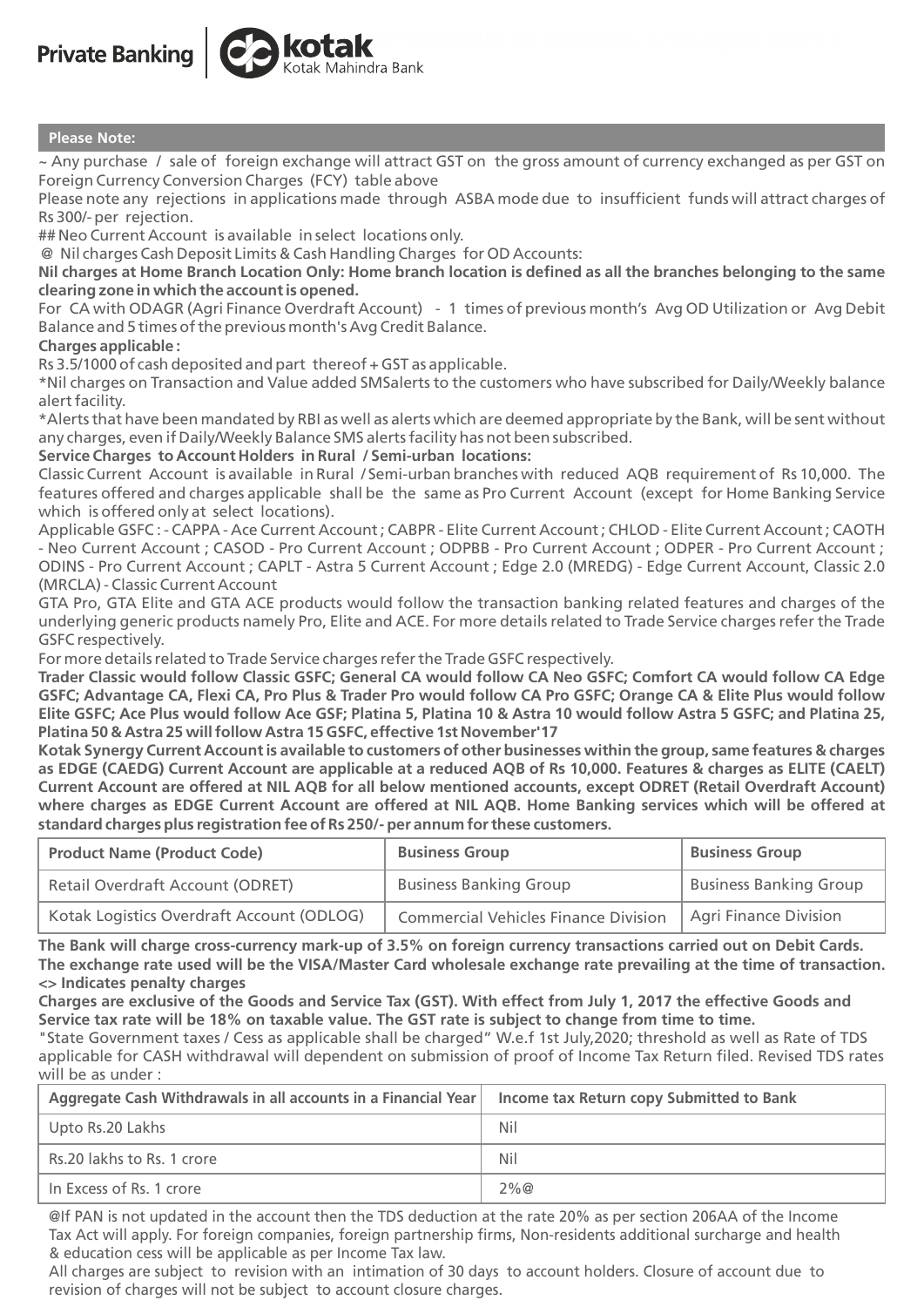**Please Note:**

~ Any purchase / sale of foreign exchange will attract GST on the gross amount of currency exchanged as per GST on Foreign Currency Conversion Charges (FCY) table above

Please note any rejections in applications made through ASBA mode due to insufficient funds will attract charges of Rs 300/- per rejection.

## Neo Current Account is available in select locations only.

@ Nil charges Cash Deposit Limits & Cash Handling Charges for OD Accounts:

**Nil charges at Home Branch Location Only: Home branch location is defined as all the branches belonging to the same clearing zone in which the account is opened.**

For CA with ODAGR (Agri Finance Overdraft Account) - 1 times of previous month's Avg OD Utilization or Avg Debit Balance and 5 times of the previous month's Avg Credit Balance.

**Charges applicable :**

Rs 3.5/1000 of cash deposited and part thereof + GST as applicable.

*Nil charges on Transaction and Value added SMSalerts to the customers who have subscribed for Daily/Weekly balance alert facility.

*Alerts that have been mandated by RBI as well as alerts which are deemed appropriate by the Bank, will be sent without any charges, even if Daily/Weekly Balance SMS alerts facility has not been subscribed.

**Service Charges to Account Holders in Rural / Semi-urban locations:**

Classic Current Account is available in Rural / Semi-urban branches with reduced AQB requirement of Rs 10,000. The features offered and charges applicable shall be the same as Pro Current Account (except for Home Banking Service which is offered only at select locations).

Applicable GSFC : - CAPPA - Ace Current Account ; CABPR - Elite Current Account ; CHLOD - Elite Current Account ; CAOTH - Neo Current Account ; CASOD - Pro Current Account ; ODPBB - Pro Current Account ; ODPER - Pro Current Account ; ODINS - Pro Current Account ; CAPLT - Astra 5 Current Account ; Edge 2.0 (MREDG) - Edge Current Account, Classic 2.0 (MRCLA) - Classic Current Account

GTA Pro, GTA Elite and GTA ACE products would follow the transaction banking related features and charges of the underlying generic products namely Pro, Elite and ACE. For more details related to Trade Service charges refer the Trade GSFC respectively.

For more details related to Trade Service charges refer the Trade GSFC respectively.

**Trader Classic would follow Classic GSFC; General CA would follow CA Neo GSFC; Comfort CA would follow CA Edge GSFC; Advantage CA, Flexi CA, Pro Plus & Trader Pro would follow CA Pro GSFC; Orange CA & Elite Plus would follow Elite GSFC; Ace Plus would follow Ace GSF; Platina 5, Platina 10 & Astra 10 would follow Astra 5 GSFC; and Platina 25, Platina 50 & Astra 25 will follow Astra 15 GSFC, effective 1st November'17**

**Kotak Synergy Current Account is available to customers of other businesses within the group, same features & charges as EDGE (CAEDG) Current Account are applicable at a reduced AQB of Rs 10,000. Features & charges as ELITE (CAELT) Current Account are offered at NIL AQB for all below mentioned accounts, except ODRET (Retail Overdraft Account) where charges as EDGE Current Account are offered at NIL AQB. Home Banking services which will be offered at standard charges plus registration fee of Rs 250/- per annum for these customers.**

| Product Name (Product Code) | Business Group | Business Group |
|---|---|---|
| Retail Overdraft Account (ODRET) | Business Banking Group | Business Banking Group |
| Kotak Logistics Overdraft Account (ODLOG) | Commercial Vehicles Finance Division | Agri Finance Division |

**The Bank will charge cross-currency mark-up of 3.5% on foreign currency transactions carried out on Debit Cards.**

**The exchange rate used will be the VISA/Master Card wholesale exchange rate prevailing at the time of transaction.**

**<> Indicates penalty charges**

**Charges are exclusive of the Goods and Service Tax (GST). With effect from July 1, 2017 the effective Goods and Service tax rate will be 18% on taxable value. The GST rate is subject to change from time to time.**

"State Government taxes / Cess as applicable shall be charged" W.e.f 1st July,2020; threshold as well as Rate of TDS applicable for CASH withdrawal will dependent on submission of proof of Income Tax Return filed. Revised TDS rates will be as under :

| Aggregate Cash Withdrawals in all accounts in a Financial Year | Income tax Return copy Submitted to Bank |
|---|---|
| Upto Rs.20 Lakhs | Nil |
| Rs.20 lakhs to Rs. 1 crore | Nil |
| In Excess of Rs. 1 crore | 2%@ |

@If PAN is not updated in the account then the TDS deduction at the rate 20% as per section 206AA of the Income Tax Act will apply. For foreign companies, foreign partnership firms, Non-residents additional surcharge and health & education cess will be applicable as per Income Tax law.

All charges are subject to revision with an intimation of 30 days to account holders. Closure of account due to revision of charges will not be subject to account closure charges.